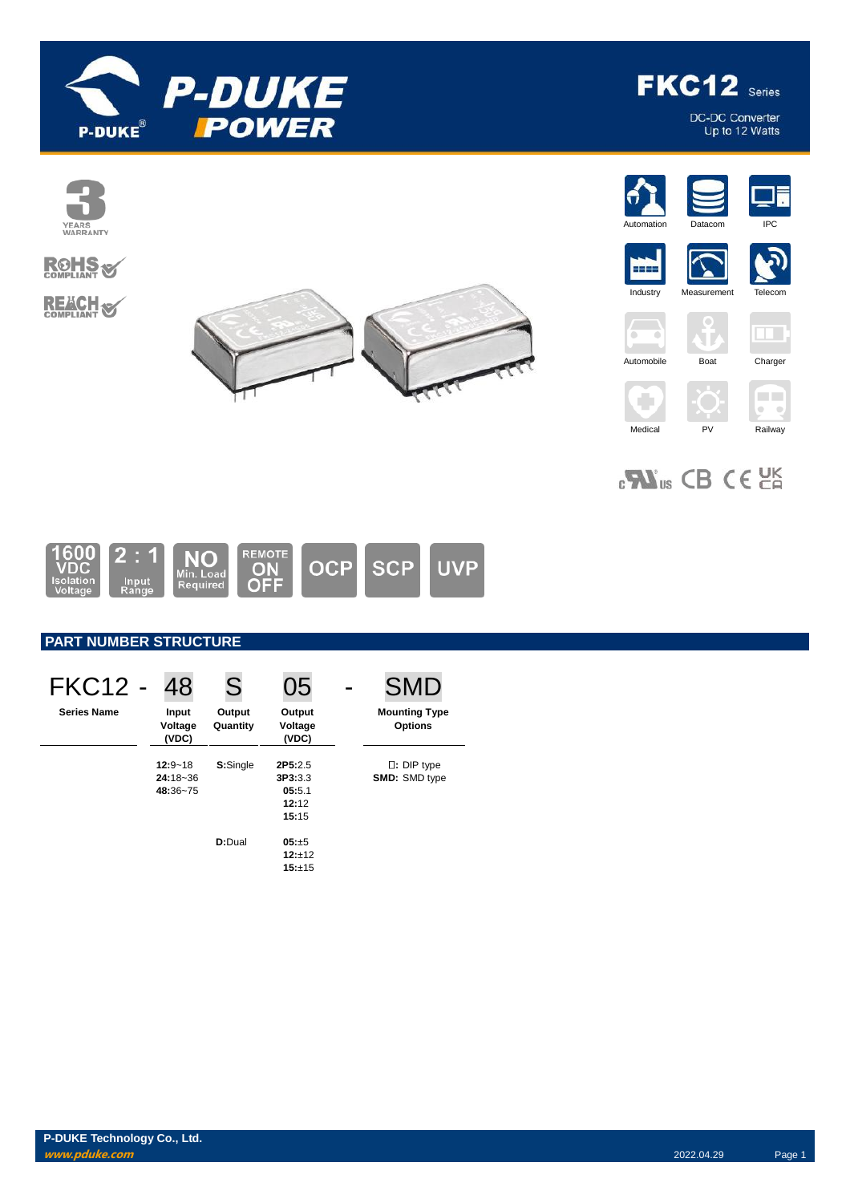# FKC12 Series

DC-DC Converter
Up to 12 Watts

3 YEARS WARRANTY

RoHS COMPLIANT

REACH COMPLIANT

Automation | Datacom | IPC | Industry | Measurement | Telecom | Automobile | Boat | Charger | Medical | PV | Railway

1600 VDC Isolation Voltage | 2 : 1 Input Range | NO Min. Load Required | REMOTE ON OFF | OCP | SCP | UVP

## PART NUMBER STRUCTURE

| FKC12 - | 48 | S | 05 | - | SMD |
|---|---|---|---|---|---|
| **Series Name** | **Input Voltage (VDC)** | **Output Quantity** | **Output Voltage (VDC)** | | **Mounting Type Options** |
| | **12:**9~18<br>**24:**18~36<br>**48:**36~75 | **S:**Single | **2P5:**2.5<br>**3P3:**3.3<br>**05:**5.1<br>**12:**12<br>**15:**15 | | □**:** DIP type<br>**SMD:** SMD type |
| | | **D:**Dual | **05:**±5<br>**12:**±12<br>**15:**±15 | | |

**P-DUKE Technology Co., Ltd.**
*www.pduke.com*

2022.04.29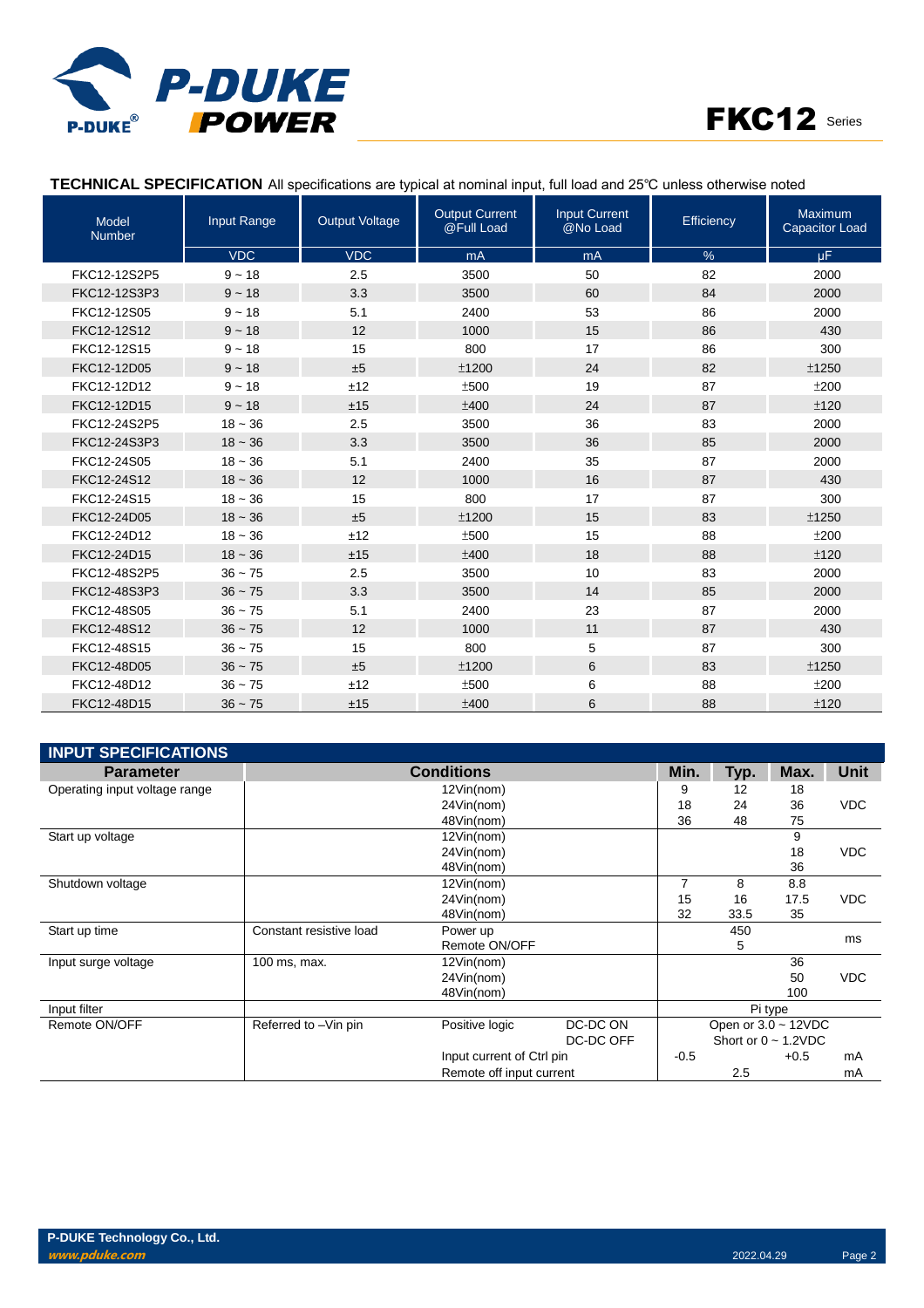**TECHNICAL SPECIFICATION** All specifications are typical at nominal input, full load and 25℃ unless otherwise noted

| Model Number | Input Range | Output Voltage | Output Current @Full Load | Input Current @No Load | Efficiency | Maximum Capacitor Load |
|---|---|---|---|---|---|---|
| | VDC | VDC | mA | mA | % | µF |
| FKC12-12S2P5 | 9 ~ 18 | 2.5 | 3500 | 50 | 82 | 2000 |
| FKC12-12S3P3 | 9 ~ 18 | 3.3 | 3500 | 60 | 84 | 2000 |
| FKC12-12S05 | 9 ~ 18 | 5.1 | 2400 | 53 | 86 | 2000 |
| FKC12-12S12 | 9 ~ 18 | 12 | 1000 | 15 | 86 | 430 |
| FKC12-12S15 | 9 ~ 18 | 15 | 800 | 17 | 86 | 300 |
| FKC12-12D05 | 9 ~ 18 | ±5 | ±1200 | 24 | 82 | ±1250 |
| FKC12-12D12 | 9 ~ 18 | ±12 | ±500 | 19 | 87 | ±200 |
| FKC12-12D15 | 9 ~ 18 | ±15 | ±400 | 24 | 87 | ±120 |
| FKC12-24S2P5 | 18 ~ 36 | 2.5 | 3500 | 36 | 83 | 2000 |
| FKC12-24S3P3 | 18 ~ 36 | 3.3 | 3500 | 36 | 85 | 2000 |
| FKC12-24S05 | 18 ~ 36 | 5.1 | 2400 | 35 | 87 | 2000 |
| FKC12-24S12 | 18 ~ 36 | 12 | 1000 | 16 | 87 | 430 |
| FKC12-24S15 | 18 ~ 36 | 15 | 800 | 17 | 87 | 300 |
| FKC12-24D05 | 18 ~ 36 | ±5 | ±1200 | 15 | 83 | ±1250 |
| FKC12-24D12 | 18 ~ 36 | ±12 | ±500 | 15 | 88 | ±200 |
| FKC12-24D15 | 18 ~ 36 | ±15 | ±400 | 18 | 88 | ±120 |
| FKC12-48S2P5 | 36 ~ 75 | 2.5 | 3500 | 10 | 83 | 2000 |
| FKC12-48S3P3 | 36 ~ 75 | 3.3 | 3500 | 14 | 85 | 2000 |
| FKC12-48S05 | 36 ~ 75 | 5.1 | 2400 | 23 | 87 | 2000 |
| FKC12-48S12 | 36 ~ 75 | 12 | 1000 | 11 | 87 | 430 |
| FKC12-48S15 | 36 ~ 75 | 15 | 800 | 5 | 87 | 300 |
| FKC12-48D05 | 36 ~ 75 | ±5 | ±1200 | 6 | 83 | ±1250 |
| FKC12-48D12 | 36 ~ 75 | ±12 | ±500 | 6 | 88 | ±200 |
| FKC12-48D15 | 36 ~ 75 | ±15 | ±400 | 6 | 88 | ±120 |

## INPUT SPECIFICATIONS

| Parameter | Conditions | | | Min. | Typ. | Max. | Unit |
|---|---|---|---|---|---|---|---|
| Operating input voltage range | | 12Vin(nom) | | 9 | 12 | 18 | VDC |
| | | 24Vin(nom) | | 18 | 24 | 36 | |
| | | 48Vin(nom) | | 36 | 48 | 75 | |
| Start up voltage | | 12Vin(nom) | | | | 9 | VDC |
| | | 24Vin(nom) | | | | 18 | |
| | | 48Vin(nom) | | | | 36 | |
| Shutdown voltage | | 12Vin(nom) | | 7 | 8 | 8.8 | VDC |
| | | 24Vin(nom) | | 15 | 16 | 17.5 | |
| | | 48Vin(nom) | | 32 | 33.5 | 35 | |
| Start up time | Constant resistive load | Power up | | | 450 | | ms |
| | | Remote ON/OFF | | | 5 | | |
| Input surge voltage | 100 ms, max. | 12Vin(nom) | | | | 36 | VDC |
| | | 24Vin(nom) | | | | 50 | |
| | | 48Vin(nom) | | | | 100 | |
| Input filter | | | | Pi type | | | |
| Remote ON/OFF | Referred to –Vin pin | Positive logic | DC-DC ON | Open or 3.0 ~ 12VDC | | | |
| | | | DC-DC OFF | Short or 0 ~ 1.2VDC | | | |
| | | Input current of Ctrl pin | | -0.5 | | +0.5 | mA |
| | | Remote off input current | | | 2.5 | | mA |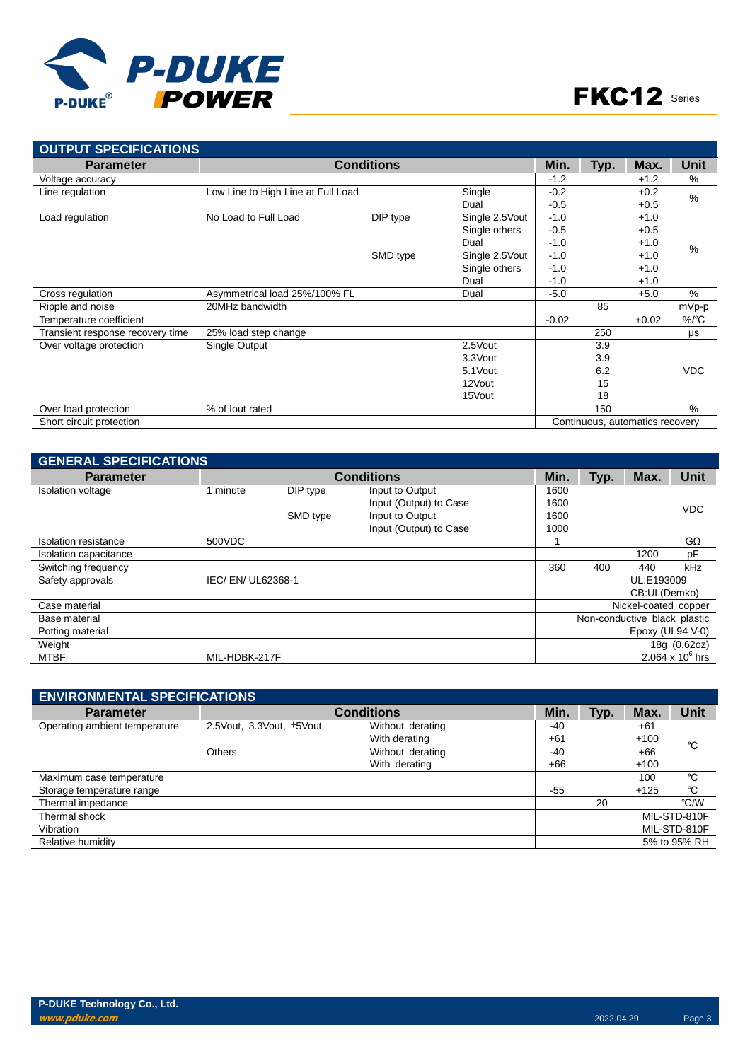## OUTPUT SPECIFICATIONS

| Parameter | Conditions | | | Min. | Typ. | Max. | Unit |
|---|---|---|---|---|---|---|---|
| Voltage accuracy | | | | -1.2 | | +1.2 | % |
| Line regulation | Low Line to High Line at Full Load | | Single | -0.2 | | +0.2 | % |
| | | | Dual | -0.5 | | +0.5 | |
| Load regulation | No Load to Full Load | DIP type | Single 2.5Vout | -1.0 | | +1.0 | % |
| | | | Single others | -0.5 | | +0.5 | |
| | | | Dual | -1.0 | | +1.0 | |
| | | SMD type | Single 2.5Vout | -1.0 | | +1.0 | |
| | | | Single others | -1.0 | | +1.0 | |
| | | | Dual | -1.0 | | +1.0 | |
| Cross regulation | Asymmetrical load 25%/100% FL | | Dual | -5.0 | | +5.0 | % |
| Ripple and noise | 20MHz bandwidth | | | | 85 | | mVp-p |
| Temperature coefficient | | | | -0.02 | | +0.02 | %/℃ |
| Transient response recovery time | 25% load step change | | | | 250 | | μs |
| Over voltage protection | Single Output | | 2.5Vout | | 3.9 | | VDC |
| | | | 3.3Vout | | 3.9 | | |
| | | | 5.1Vout | | 6.2 | | |
| | | | 12Vout | | 15 | | |
| | | | 15Vout | | 18 | | |
| Over load protection | % of Iout rated | | | | 150 | | % |
| Short circuit protection | | | | Continuous, automatics recovery | | | |

## GENERAL SPECIFICATIONS

| Parameter | Conditions | | | Min. | Typ. | Max. | Unit |
|---|---|---|---|---|---|---|---|
| Isolation voltage | 1 minute | DIP type | Input to Output | 1600 | | | VDC |
| | | | Input (Output) to Case | 1600 | | | |
| | | SMD type | Input to Output | 1600 | | | |
| | | | Input (Output) to Case | 1000 | | | |
| Isolation resistance | 500VDC | | | 1 | | | GΩ |
| Isolation capacitance | | | | | | 1200 | pF |
| Switching frequency | | | | 360 | 400 | 440 | kHz |
| Safety approvals | IEC/ EN/ UL62368-1 | | | UL:E193009 CB:UL(Demko) | | | |
| Case material | | | | Nickel-coated copper | | | |
| Base material | | | | Non-conductive black plastic | | | |
| Potting material | | | | Epoxy (UL94 V-0) | | | |
| Weight | | | | 18g (0.62oz) | | | |
| MTBF | MIL-HDBK-217F | | | $2.064 \times 10^6$ hrs | | | |

## ENVIRONMENTAL SPECIFICATIONS

| Parameter | Conditions | | Min. | Typ. | Max. | Unit |
|---|---|---|---|---|---|---|
| Operating ambient temperature | 2.5Vout, 3.3Vout, ±5Vout | Without derating | -40 | | +61 | ℃ |
| | | With derating | +61 | | +100 | |
| | Others | Without derating | -40 | | +66 | |
| | | With derating | +66 | | +100 | |
| Maximum case temperature | | | | | 100 | ℃ |
| Storage temperature range | | | -55 | | +125 | ℃ |
| Thermal impedance | | | | 20 | | ℃/W |
| Thermal shock | | | MIL-STD-810F | | | |
| Vibration | | | MIL-STD-810F | | | |
| Relative humidity | | | 5% to 95% RH | | | |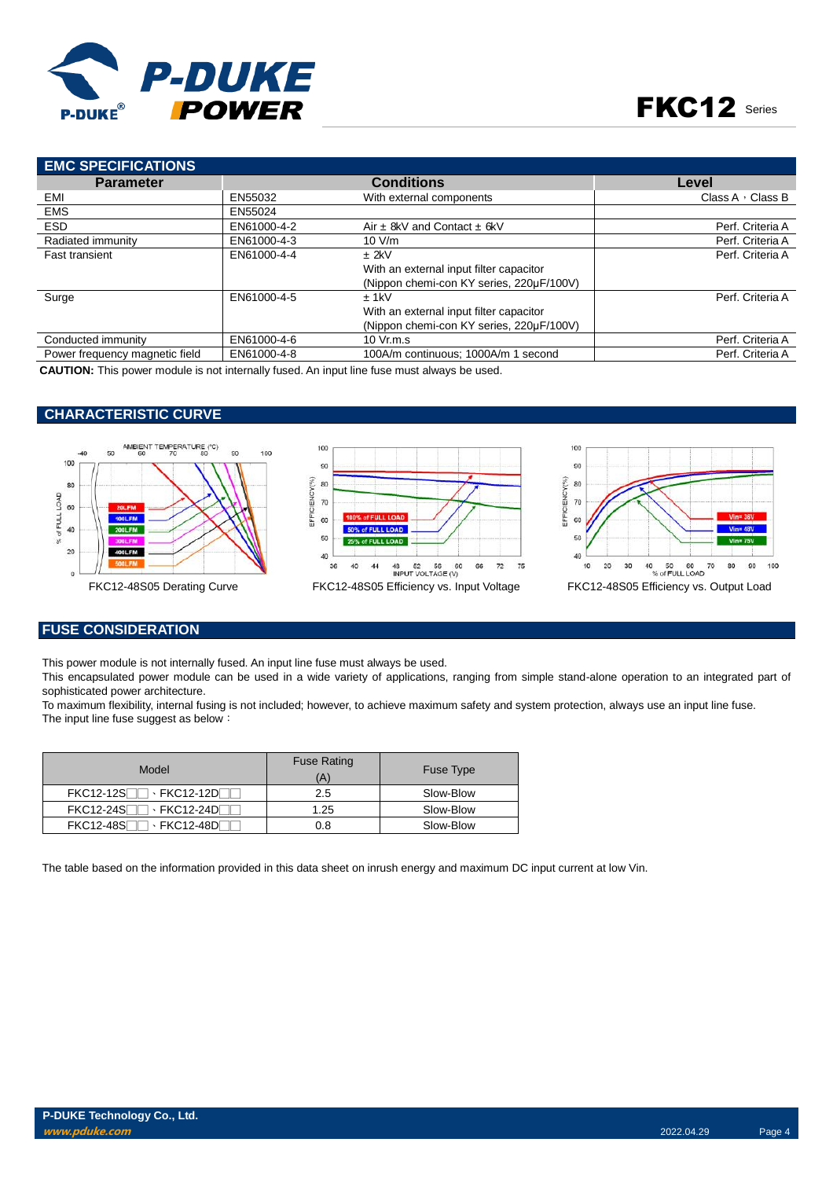## EMC SPECIFICATIONS

| Parameter | Conditions | | Level |
|---|---|---|---|
| EMI | EN55032 | With external components | Class A﹑Class B |
| EMS | EN55024 | | |
| ESD | EN61000-4-2 | Air ± 8kV and Contact ± 6kV | Perf. Criteria A |
| Radiated immunity | EN61000-4-3 | 10 V/m | Perf. Criteria A |
| Fast transient | EN61000-4-4 | ± 2kV<br>With an external input filter capacitor<br>(Nippon chemi-con KY series, 220µF/100V) | Perf. Criteria A |
| Surge | EN61000-4-5 | ± 1kV<br>With an external input filter capacitor<br>(Nippon chemi-con KY series, 220µF/100V) | Perf. Criteria A |
| Conducted immunity | EN61000-4-6 | 10 Vr.m.s | Perf. Criteria A |
| Power frequency magnetic field | EN61000-4-8 | 100A/m continuous; 1000A/m 1 second | Perf. Criteria A |

**CAUTION:** This power module is not internally fused. An input line fuse must always be used.

## CHARACTERISTIC CURVE

FKC12-48S05 Derating Curve

FKC12-48S05 Efficiency vs. Input Voltage

FKC12-48S05 Efficiency vs. Output Load

## FUSE CONSIDERATION

This power module is not internally fused. An input line fuse must always be used.
This encapsulated power module can be used in a wide variety of applications, ranging from simple stand-alone operation to an integrated part of sophisticated power architecture.
To maximum flexibility, internal fusing is not included; however, to achieve maximum safety and system protection, always use an input line fuse.
The input line fuse suggest as below：

| Model | Fuse Rating (A) | Fuse Type |
|---|---|---|
| FKC12-12S□□、FKC12-12D□□ | 2.5 | Slow-Blow |
| FKC12-24S□□、FKC12-24D□□ | 1.25 | Slow-Blow |
| FKC12-48S□□、FKC12-48D□□ | 0.8 | Slow-Blow |

The table based on the information provided in this data sheet on inrush energy and maximum DC input current at low Vin.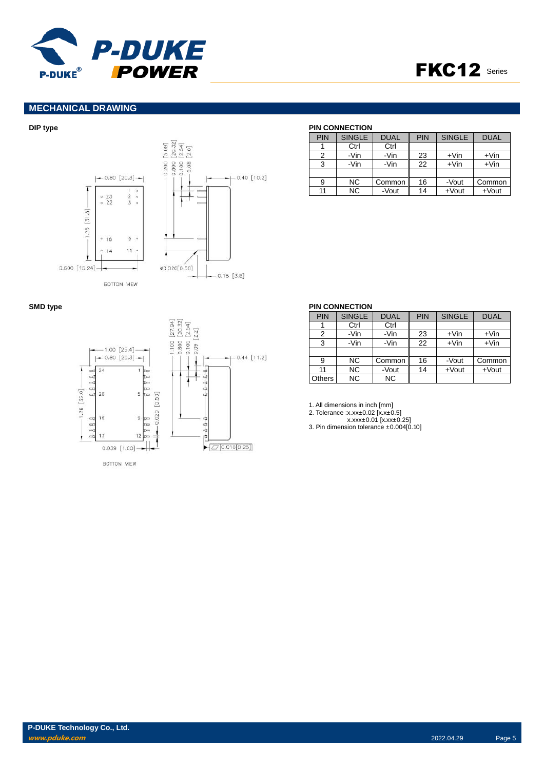## MECHANICAL DRAWING

### DIP type

**PIN CONNECTION**

| PIN | SINGLE | DUAL | PIN | SINGLE | DUAL |
|---|---|---|---|---|---|
| 1 | Ctrl | Ctrl | | | |
| 2 | -Vin | -Vin | 23 | +Vin | +Vin |
| 3 | -Vin | -Vin | 22 | +Vin | +Vin |
| | | | | | |
| 9 | NC | Common | 16 | -Vout | Common |
| 11 | NC | -Vout | 14 | +Vout | +Vout |

### SMD type

**PIN CONNECTION**

| PIN | SINGLE | DUAL | PIN | SINGLE | DUAL |
|---|---|---|---|---|---|
| 1 | Ctrl | Ctrl | | | |
| 2 | -Vin | -Vin | 23 | +Vin | +Vin |
| 3 | -Vin | -Vin | 22 | +Vin | +Vin |
| | | | | | |
| 9 | NC | Common | 16 | -Vout | Common |
| 11 | NC | -Vout | 14 | +Vout | +Vout |
| Others | NC | NC | | | |

1. All dimensions in inch [mm]
2. Tolerance :x.xx±0.02 [x.x±0.5]
   x.xxx±0.01 [x.xx±0.25]
3. Pin dimension tolerance ±0.004[0.10]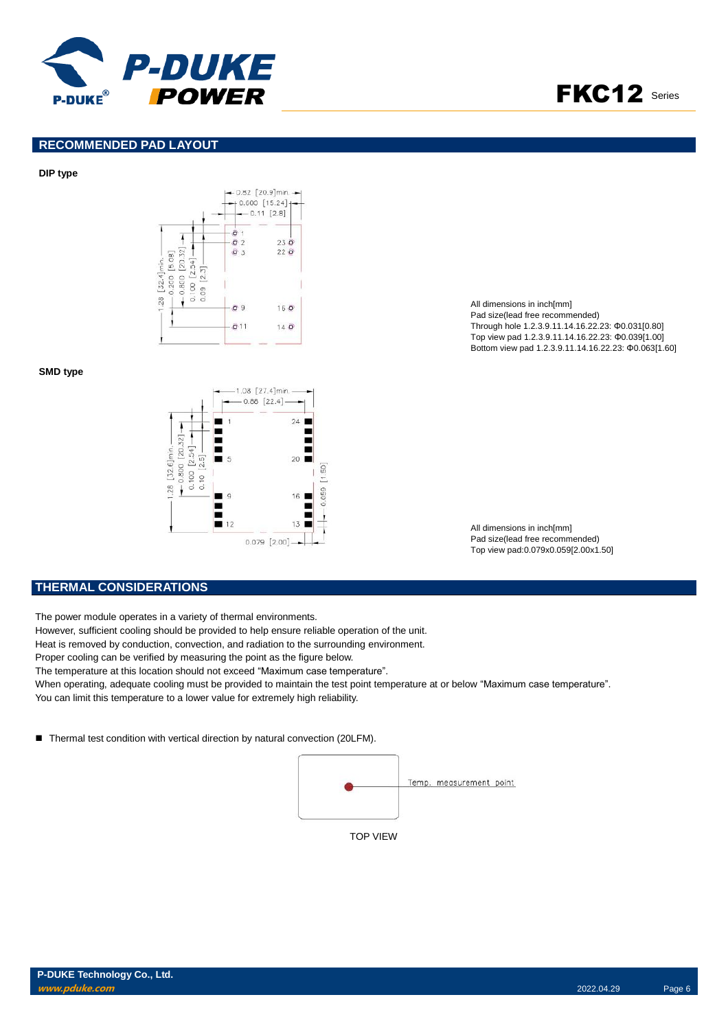## RECOMMENDED PAD LAYOUT

**DIP type**

All dimensions in inch[mm]
Pad size(lead free recommended)
Through hole 1.2.3.9.11.14.16.22.23: Φ0.031[0.80]
Top view pad 1.2.3.9.11.14.16.22.23: Φ0.039[1.00]
Bottom view pad 1.2.3.9.11.14.16.22.23: Φ0.063[1.60]

**SMD type**

All dimensions in inch[mm]
Pad size(lead free recommended)
Top view pad:0.079x0.059[2.00x1.50]

## THERMAL CONSIDERATIONS

The power module operates in a variety of thermal environments.
However, sufficient cooling should be provided to help ensure reliable operation of the unit.
Heat is removed by conduction, convection, and radiation to the surrounding environment.
Proper cooling can be verified by measuring the point as the figure below.
The temperature at this location should not exceed "Maximum case temperature".
When operating, adequate cooling must be provided to maintain the test point temperature at or below "Maximum case temperature".
You can limit this temperature to a lower value for extremely high reliability.

- Thermal test condition with vertical direction by natural convection (20LFM).

Temp. measurement point

TOP VIEW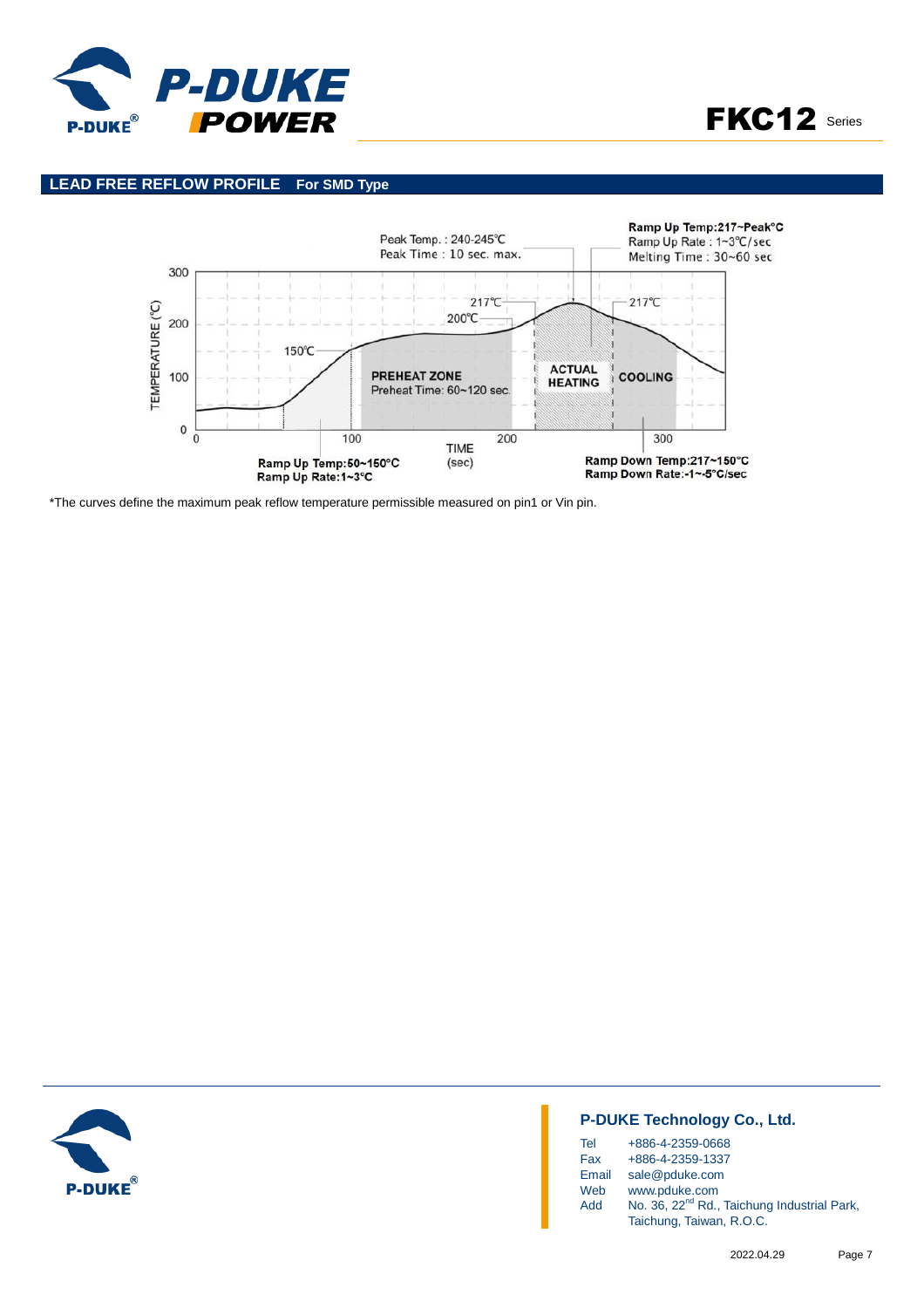## LEAD FREE REFLOW PROFILE For SMD Type

Peak Temp. : 240-245℃
Peak Time : 10 sec. max.

Ramp Up Temp:217~Peak°C
Ramp Up Rate : 1~3℃/sec
Melting Time : 30~60 sec

300
200
100
0
TEMPERATURE (℃)

217℃
200℃
150℃
217℃

PREHEAT ZONE
Preheat Time: 60~120 sec.

ACTUAL HEATING

COOLING

0
100
200
300
TIME (sec)

Ramp Up Temp:50~150°C
Ramp Up Rate:1~3°C

Ramp Down Temp:217~150°C
Ramp Down Rate:-1~-5°C/sec

*The curves define the maximum peak reflow temperature permissible measured on pin1 or Vin pin.

**P-DUKE Technology Co., Ltd.**

Tel +886-4-2359-0668
Fax +886-4-2359-1337
Email sale@pduke.com
Web www.pduke.com
Add No. 36, 22nd Rd., Taichung Industrial Park, Taichung, Taiwan, R.O.C.

2022.04.29